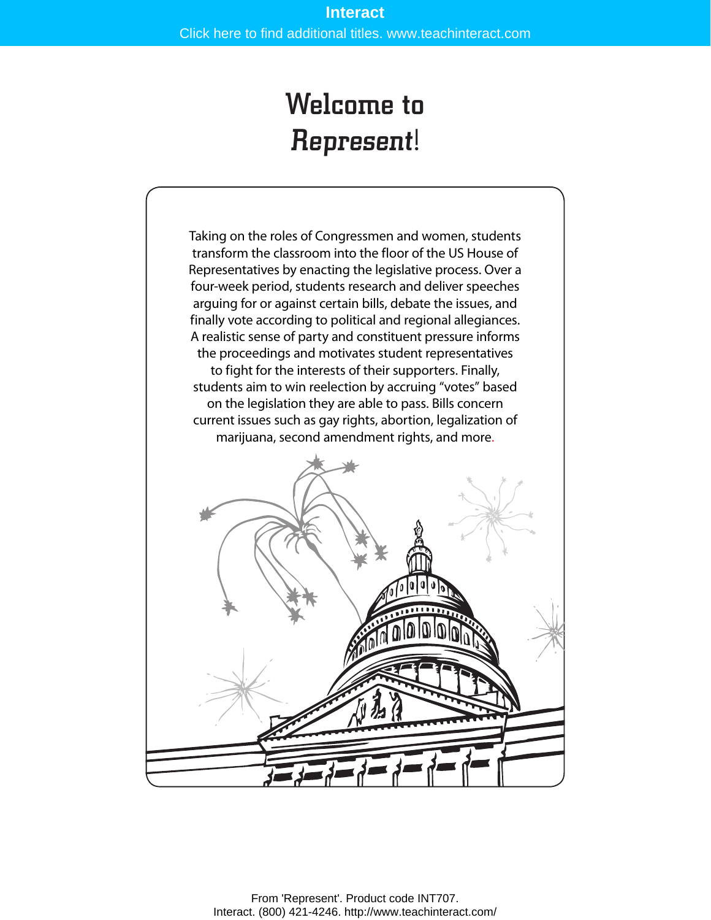# Welcome to *Represent*!

Taking on the roles of Congressmen and women, students transform the classroom into the floor of the US House of Representatives by enacting the legislative process. Over a four-week period, students research and deliver speeches arguing for or against certain bills, debate the issues, and finally vote according to political and regional allegiances. A realistic sense of party and constituent pressure informs the proceedings and motivates student representatives to fight for the interests of their supporters. Finally, students aim to win reelection by accruing "votes" based on the legislation they are able to pass. Bills concern current issues such as gay rights, abortion, legalization of marijuana, second amendment rights, and more.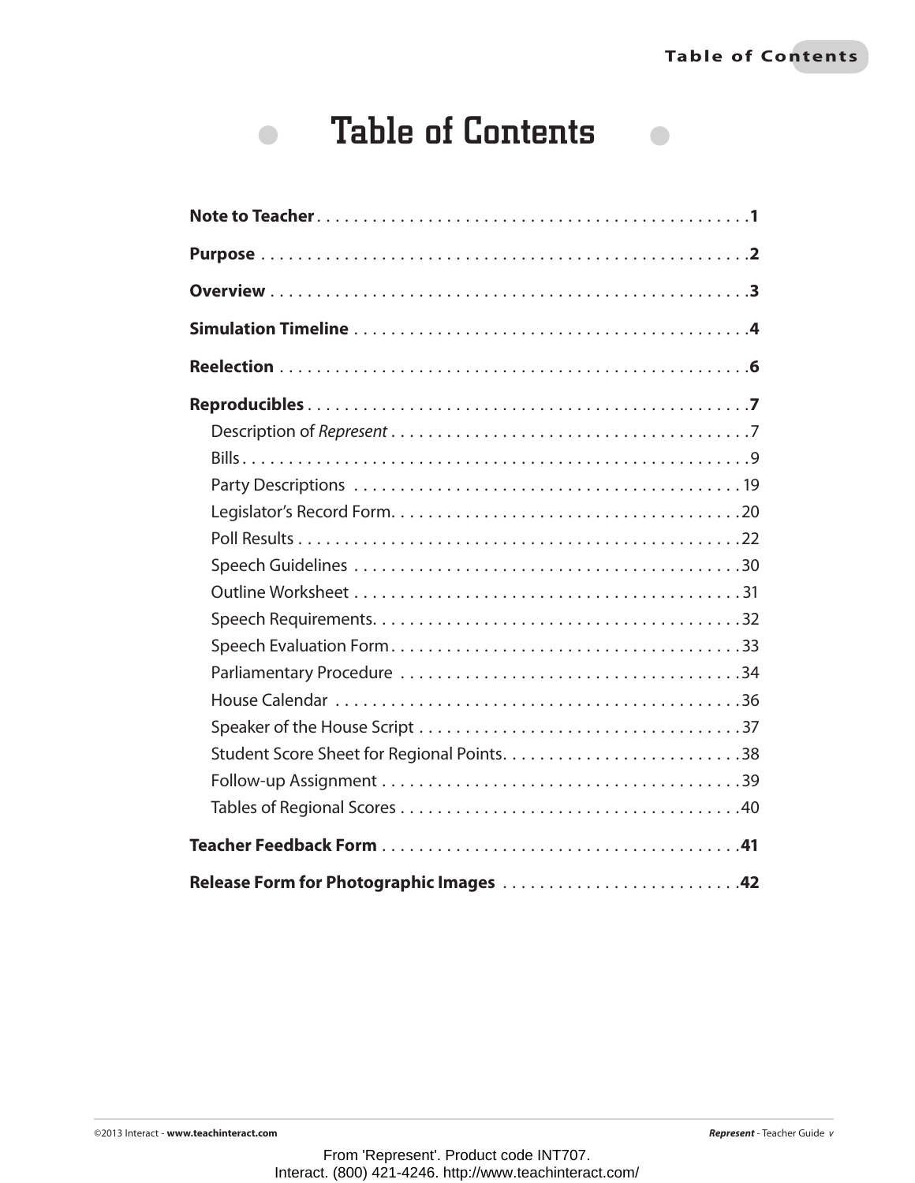# Table of Contents

**Note to Teacher** . . . . . . . . . . . . . . . . . . . . . . . . . . . . . . . . . . . . . . . . . . . . . . . **1**

**Purpose** . . . . . . . . . . . . . . . . . . . . . . . . . . . . . . . . . . . . . . . . . . . . . . . . . . . . **2**

**Overview** . . . . . . . . . . . . . . . . . . . . . . . . . . . . . . . . . . . . . . . . . . . . . . . . . . . . **3**

**Simulation Timeline** . . . . . . . . . . . . . . . . . . . . . . . . . . . . . . . . . . . . . . . . . . . . **4**

**Reelection** . . . . . . . . . . . . . . . . . . . . . . . . . . . . . . . . . . . . . . . . . . . . . . . . . . . **6**

**Reproducibles** . . . . . . . . . . . . . . . . . . . . . . . . . . . . . . . . . . . . . . . . . . . . . . . . **7**

- Description of *Represent* . . . . . . . . . . . . . . . . . . . . . . . . . . . . . . . . . . . . . . . 7
- Bills . . . . . . . . . . . . . . . . . . . . . . . . . . . . . . . . . . . . . . . . . . . . . . . . . . . . . . . 9
- Party Descriptions . . . . . . . . . . . . . . . . . . . . . . . . . . . . . . . . . . . . . . . . . . . 19
- Legislator's Record Form. . . . . . . . . . . . . . . . . . . . . . . . . . . . . . . . . . . . . . . 20
- Poll Results . . . . . . . . . . . . . . . . . . . . . . . . . . . . . . . . . . . . . . . . . . . . . . . . 22
- Speech Guidelines . . . . . . . . . . . . . . . . . . . . . . . . . . . . . . . . . . . . . . . . . . . 30
- Outline Worksheet . . . . . . . . . . . . . . . . . . . . . . . . . . . . . . . . . . . . . . . . . . . 31
- Speech Requirements. . . . . . . . . . . . . . . . . . . . . . . . . . . . . . . . . . . . . . . . . 32
- Speech Evaluation Form . . . . . . . . . . . . . . . . . . . . . . . . . . . . . . . . . . . . . . . 33
- Parliamentary Procedure . . . . . . . . . . . . . . . . . . . . . . . . . . . . . . . . . . . . . . 34
- House Calendar . . . . . . . . . . . . . . . . . . . . . . . . . . . . . . . . . . . . . . . . . . . . . 36
- Speaker of the House Script . . . . . . . . . . . . . . . . . . . . . . . . . . . . . . . . . . . . 37
- Student Score Sheet for Regional Points. . . . . . . . . . . . . . . . . . . . . . . . . . . 38
- Follow-up Assignment . . . . . . . . . . . . . . . . . . . . . . . . . . . . . . . . . . . . . . . . 39
- Tables of Regional Scores . . . . . . . . . . . . . . . . . . . . . . . . . . . . . . . . . . . . . . 40

**Teacher Feedback Form** . . . . . . . . . . . . . . . . . . . . . . . . . . . . . . . . . . . . . . . . **41**

**Release Form for Photographic Images** . . . . . . . . . . . . . . . . . . . . . . . . . . **42**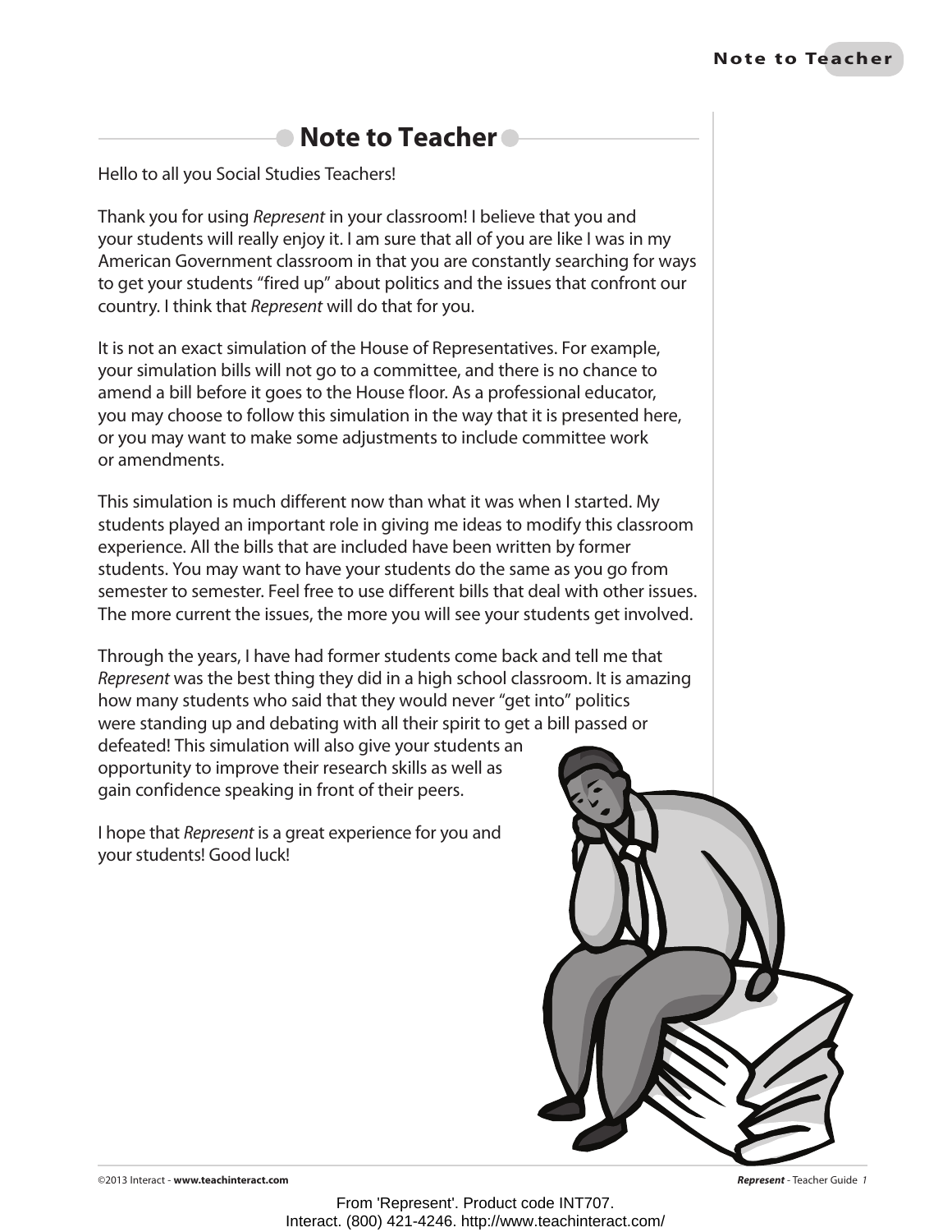# Note to Teacher

Hello to all you Social Studies Teachers!

Thank you for using *Represent* in your classroom! I believe that you and your students will really enjoy it. I am sure that all of you are like I was in my American Government classroom in that you are constantly searching for ways to get your students "fired up" about politics and the issues that confront our country. I think that *Represent* will do that for you.

It is not an exact simulation of the House of Representatives. For example, your simulation bills will not go to a committee, and there is no chance to amend a bill before it goes to the House floor. As a professional educator, you may choose to follow this simulation in the way that it is presented here, or you may want to make some adjustments to include committee work or amendments.

This simulation is much different now than what it was when I started. My students played an important role in giving me ideas to modify this classroom experience. All the bills that are included have been written by former students. You may want to have your students do the same as you go from semester to semester. Feel free to use different bills that deal with other issues. The more current the issues, the more you will see your students get involved.

Through the years, I have had former students come back and tell me that *Represent* was the best thing they did in a high school classroom. It is amazing how many students who said that they would never "get into" politics were standing up and debating with all their spirit to get a bill passed or defeated! This simulation will also give your students an opportunity to improve their research skills as well as gain confidence speaking in front of their peers.

I hope that *Represent* is a great experience for you and your students! Good luck!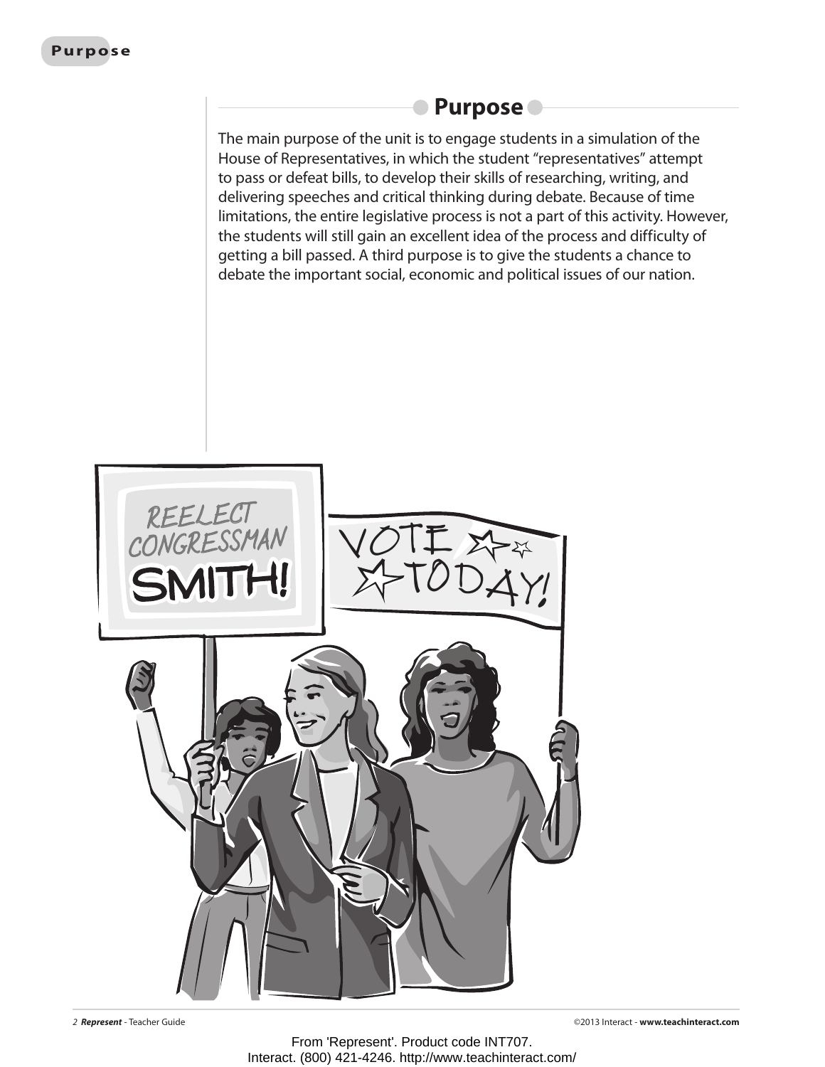## Purpose

The main purpose of the unit is to engage students in a simulation of the House of Representatives, in which the student "representatives" attempt to pass or defeat bills, to develop their skills of researching, writing, and delivering speeches and critical thinking during debate. Because of time limitations, the entire legislative process is not a part of this activity. However, the students will still gain an excellent idea of the process and difficulty of getting a bill passed. A third purpose is to give the students a chance to debate the important social, economic and political issues of our nation.

From 'Represent'. Product code INT707.
Interact. (800) 421-4246. http://www.teachinteract.com/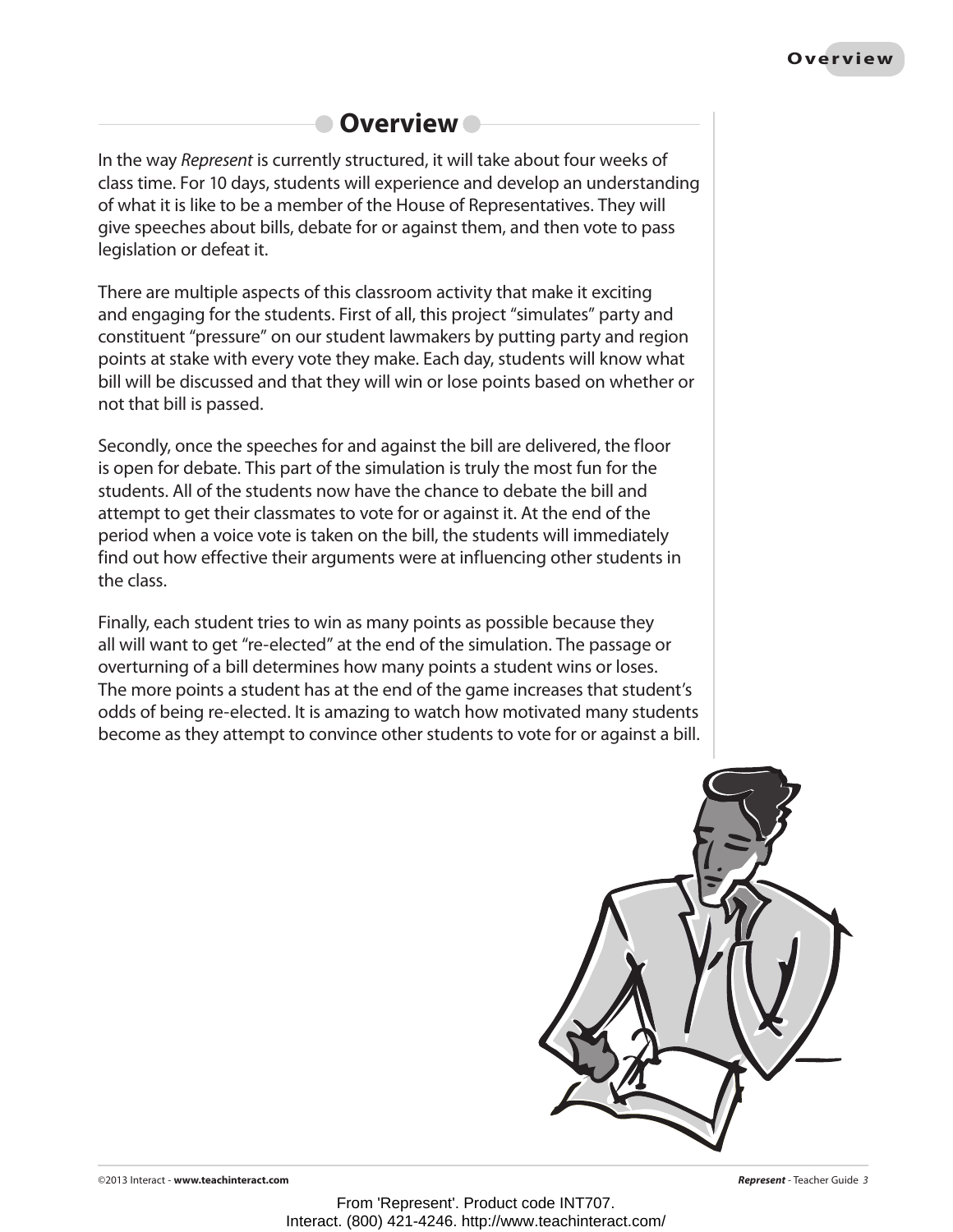# Overview

In the way *Represent* is currently structured, it will take about four weeks of class time. For 10 days, students will experience and develop an understanding of what it is like to be a member of the House of Representatives. They will give speeches about bills, debate for or against them, and then vote to pass legislation or defeat it.

There are multiple aspects of this classroom activity that make it exciting and engaging for the students. First of all, this project "simulates" party and constituent "pressure" on our student lawmakers by putting party and region points at stake with every vote they make. Each day, students will know what bill will be discussed and that they will win or lose points based on whether or not that bill is passed.

Secondly, once the speeches for and against the bill are delivered, the floor is open for debate. This part of the simulation is truly the most fun for the students. All of the students now have the chance to debate the bill and attempt to get their classmates to vote for or against it. At the end of the period when a voice vote is taken on the bill, the students will immediately find out how effective their arguments were at influencing other students in the class.

Finally, each student tries to win as many points as possible because they all will want to get "re-elected" at the end of the simulation. The passage or overturning of a bill determines how many points a student wins or loses. The more points a student has at the end of the game increases that student's odds of being re-elected. It is amazing to watch how motivated many students become as they attempt to convince other students to vote for or against a bill.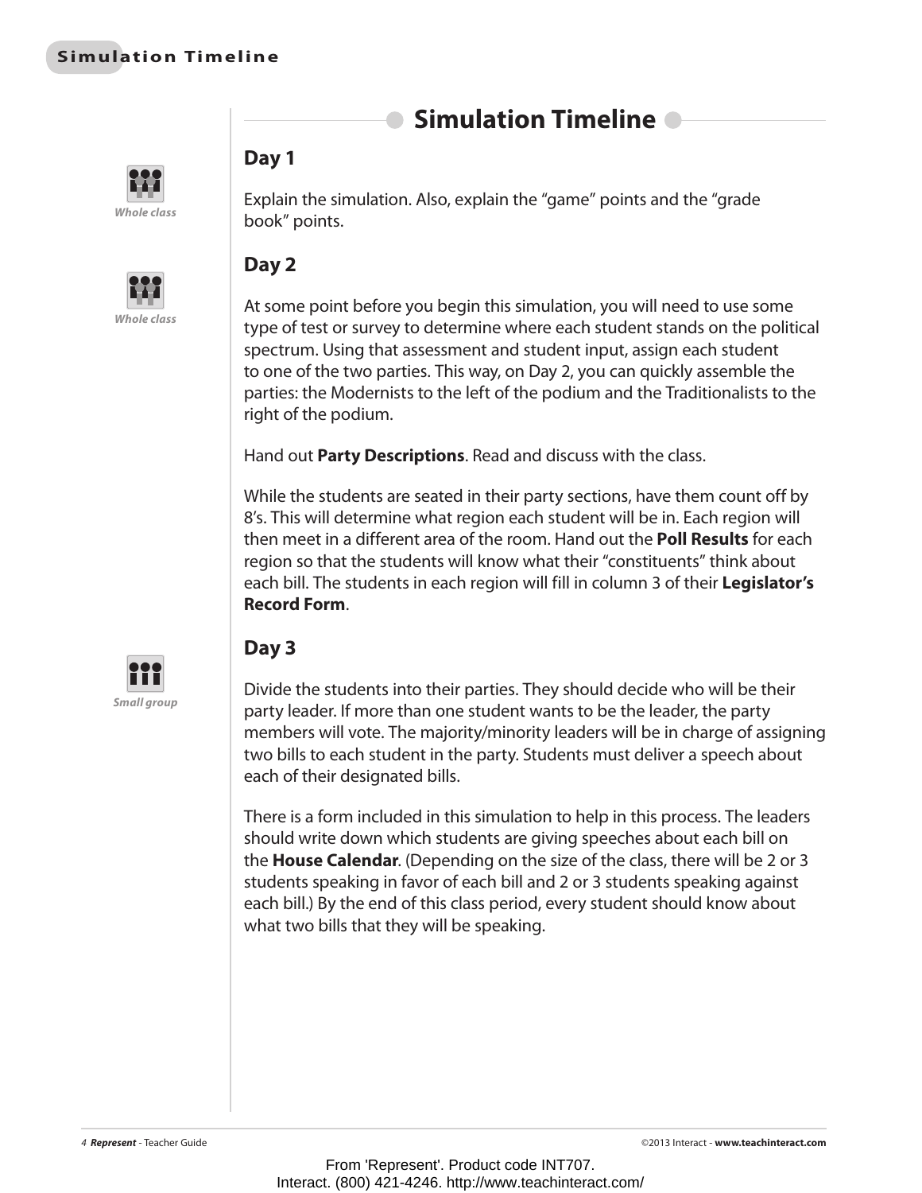# Simulation Timeline

## Day 1

*Whole class*

Explain the simulation. Also, explain the "game" points and the "grade book" points.

## Day 2

*Whole class*

At some point before you begin this simulation, you will need to use some type of test or survey to determine where each student stands on the political spectrum. Using that assessment and student input, assign each student to one of the two parties. This way, on Day 2, you can quickly assemble the parties: the Modernists to the left of the podium and the Traditionalists to the right of the podium.

Hand out **Party Descriptions**. Read and discuss with the class.

While the students are seated in their party sections, have them count off by 8's. This will determine what region each student will be in. Each region will then meet in a different area of the room. Hand out the **Poll Results** for each region so that the students will know what their "constituents" think about each bill. The students in each region will fill in column 3 of their **Legislator's Record Form**.

## Day 3

*Small group*

Divide the students into their parties. They should decide who will be their party leader. If more than one student wants to be the leader, the party members will vote. The majority/minority leaders will be in charge of assigning two bills to each student in the party. Students must deliver a speech about each of their designated bills.

There is a form included in this simulation to help in this process. The leaders should write down which students are giving speeches about each bill on the **House Calendar**. (Depending on the size of the class, there will be 2 or 3 students speaking in favor of each bill and 2 or 3 students speaking against each bill.) By the end of this class period, every student should know about what two bills that they will be speaking.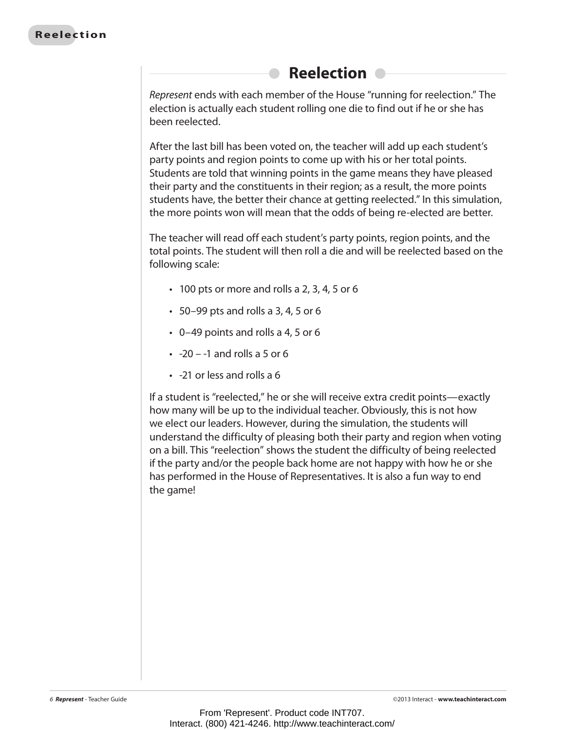## Reelection

*Represent* ends with each member of the House “running for reelection.” The election is actually each student rolling one die to find out if he or she has been reelected.

After the last bill has been voted on, the teacher will add up each student’s party points and region points to come up with his or her total points. Students are told that winning points in the game means they have pleased their party and the constituents in their region; as a result, the more points students have, the better their chance at getting reelected.” In this simulation, the more points won will mean that the odds of being re-elected are better.

The teacher will read off each student’s party points, region points, and the total points. The student will then roll a die and will be reelected based on the following scale:

- 100 pts or more and rolls a 2, 3, 4, 5 or 6
- 50–99 pts and rolls a 3, 4, 5 or 6
- 0–49 points and rolls a 4, 5 or 6
- -20 – -1 and rolls a 5 or 6
- -21 or less and rolls a 6

If a student is “reelected,” he or she will receive extra credit points—exactly how many will be up to the individual teacher. Obviously, this is not how we elect our leaders. However, during the simulation, the students will understand the difficulty of pleasing both their party and region when voting on a bill. This “reelection” shows the student the difficulty of being reelected if the party and/or the people back home are not happy with how he or she has performed in the House of Representatives. It is also a fun way to end the game!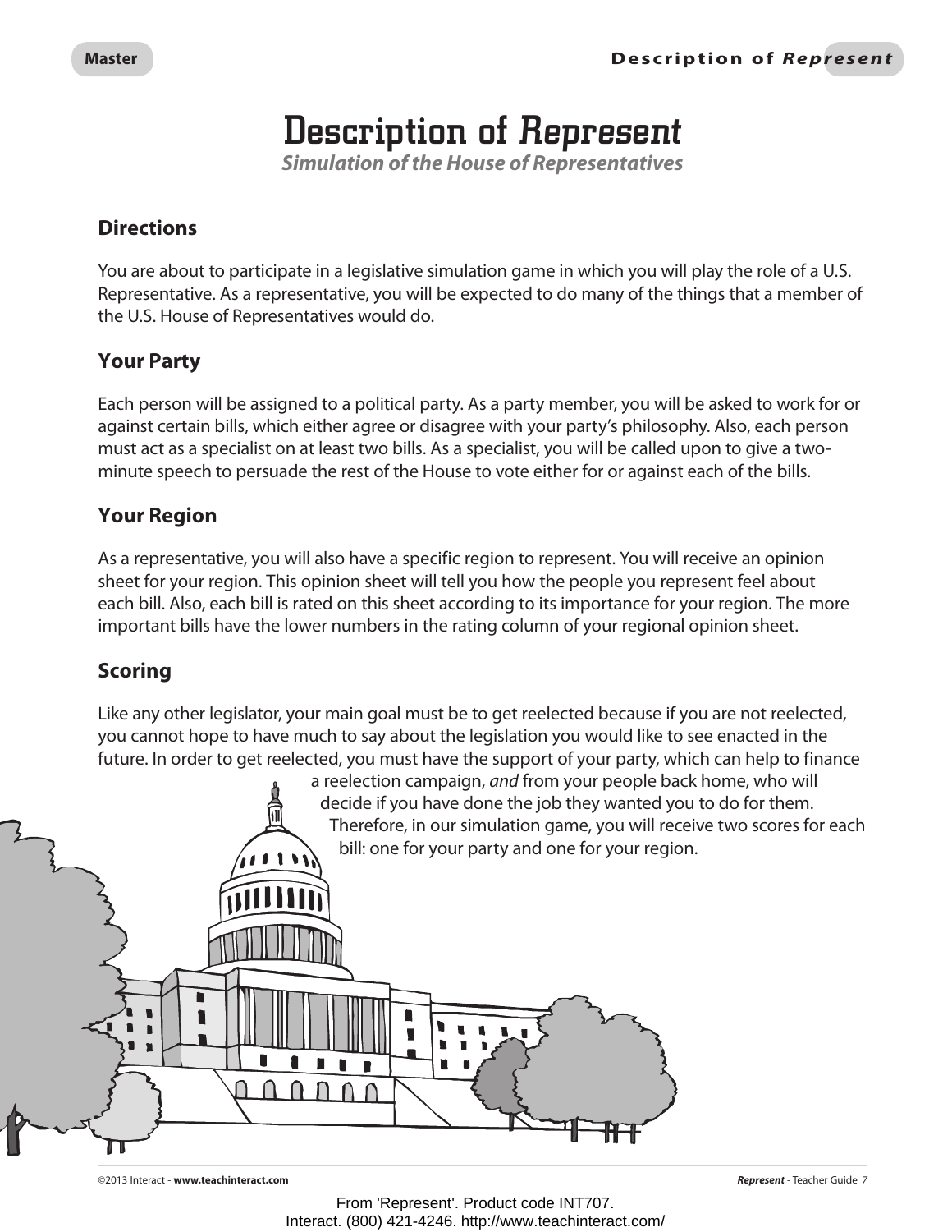# Description of *Represent*

***Simulation of the House of Representatives***

## Directions

You are about to participate in a legislative simulation game in which you will play the role of a U.S. Representative. As a representative, you will be expected to do many of the things that a member of the U.S. House of Representatives would do.

## Your Party

Each person will be assigned to a political party. As a party member, you will be asked to work for or against certain bills, which either agree or disagree with your party's philosophy. Also, each person must act as a specialist on at least two bills. As a specialist, you will be called upon to give a two-minute speech to persuade the rest of the House to vote either for or against each of the bills.

## Your Region

As a representative, you will also have a specific region to represent. You will receive an opinion sheet for your region. This opinion sheet will tell you how the people you represent feel about each bill. Also, each bill is rated on this sheet according to its importance for your region. The more important bills have the lower numbers in the rating column of your regional opinion sheet.

## Scoring

Like any other legislator, your main goal must be to get reelected because if you are not reelected, you cannot hope to have much to say about the legislation you would like to see enacted in the future. In order to get reelected, you must have the support of your party, which can help to finance a reelection campaign, *and* from your people back home, who will decide if you have done the job they wanted you to do for them. Therefore, in our simulation game, you will receive two scores for each bill: one for your party and one for your region.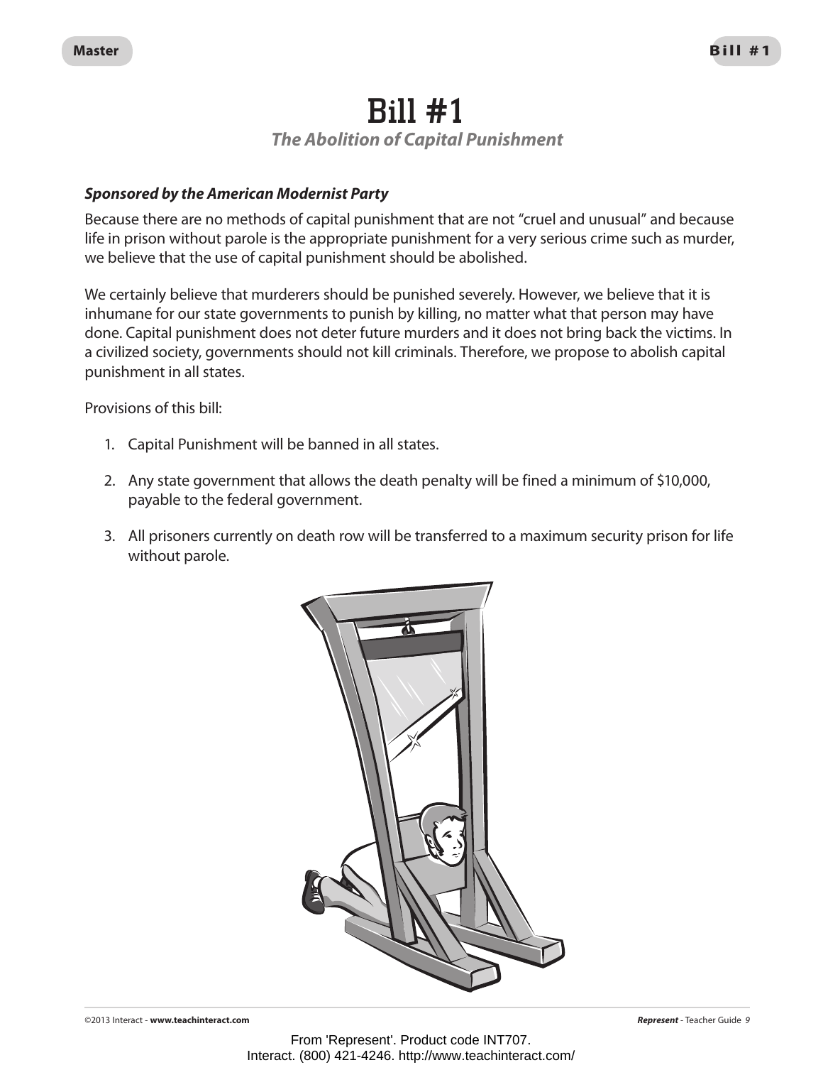# Bill #1

## *The Abolition of Capital Punishment*

***Sponsored by the American Modernist Party***

Because there are no methods of capital punishment that are not "cruel and unusual" and because life in prison without parole is the appropriate punishment for a very serious crime such as murder, we believe that the use of capital punishment should be abolished.

We certainly believe that murderers should be punished severely. However, we believe that it is inhumane for our state governments to punish by killing, no matter what that person may have done. Capital punishment does not deter future murders and it does not bring back the victims. In a civilized society, governments should not kill criminals. Therefore, we propose to abolish capital punishment in all states.

Provisions of this bill:

1. Capital Punishment will be banned in all states.
2. Any state government that allows the death penalty will be fined a minimum of $10,000, payable to the federal government.
3. All prisoners currently on death row will be transferred to a maximum security prison for life without parole.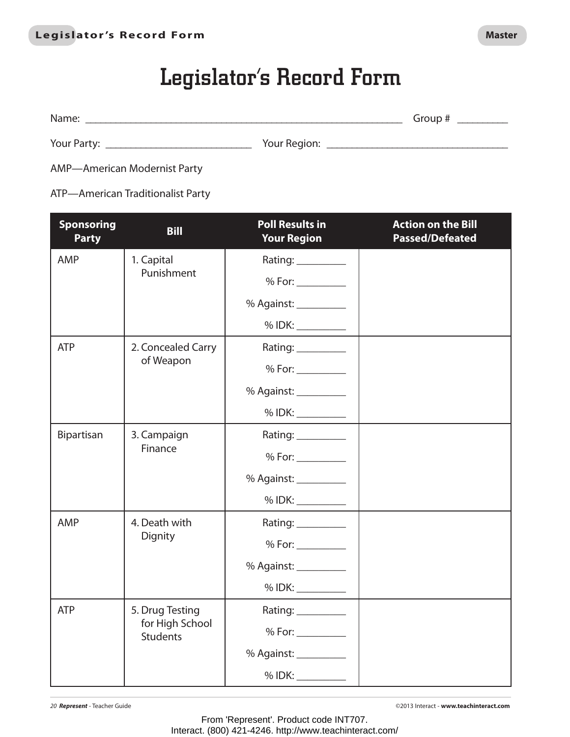# Legislator's Record Form

Name: ___________________________________________ Group # _________

Your Party: ___________________________ Your Region: ________________________________

AMP—American Modernist Party

ATP—American Traditionalist Party

| Sponsoring Party | Bill | Poll Results in Your Region | Action on the Bill Passed/Defeated |
|---|---|---|---|
| AMP | 1. Capital Punishment | Rating: _________ <br> % For: _________ <br> % Against: _________ <br> % IDK: _________ | |
| ATP | 2. Concealed Carry of Weapon | Rating: _________ <br> % For: _________ <br> % Against: _________ <br> % IDK: _________ | |
| Bipartisan | 3. Campaign Finance | Rating: _________ <br> % For: _________ <br> % Against: _________ <br> % IDK: _________ | |
| AMP | 4. Death with Dignity | Rating: _________ <br> % For: _________ <br> % Against: _________ <br> % IDK: _________ | |
| ATP | 5. Drug Testing for High School Students | Rating: _________ <br> % For: _________ <br> % Against: _________ <br> % IDK: _________ | |

From 'Represent'. Product code INT707.
Interact. (800) 421-4246. http://www.teachinteract.com/